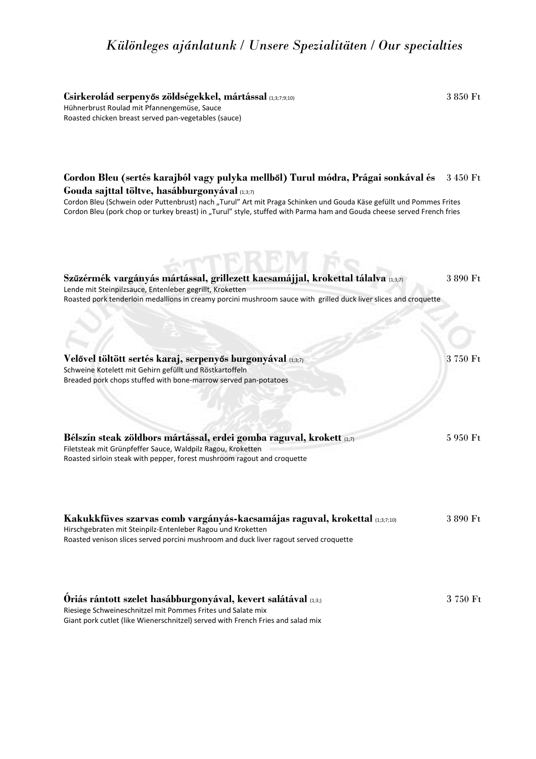# *Különleges ajánlatunk / Unsere Spezialitäten / Our specialties*

**Csirkerolád serpenyős zöldségekkel, mártással** (1;3;7;9;10) — 3 850 Ft
Hühnerbrust Roulad mit Pfannengemüse, Sauce
Roasted chicken breast served pan-vegetables (sauce)

**Cordon Bleu (sertés karajból vagy pulyka mellből) Turul módra, Prágai sonkával és Gouda sajttal töltve, hasábburgonyával** (1;3;7) — 3 450 Ft
Cordon Bleu (Schwein oder Puttenbrust) nach „Turul" Art mit Praga Schinken und Gouda Käse gefüllt und Pommes Frites
Cordon Bleu (pork chop or turkey breast) in „Turul" style, stuffed with Parma ham and Gouda cheese served French fries

**Szűzérmék vargányás mártással, grillezett kacsamájjal, krokettal tálalva** (1;3;7) — 3 890 Ft
Lende mit Steinpilzsauce, Entenleber gegrillt, Kroketten
Roasted pork tenderloin medallions in creamy porcini mushroom sauce with grilled duck liver slices and croquette

**Velővel töltött sertés karaj, serpenyős burgonyával** (1;3;7) — 3 750 Ft
Schweine Kotelett mit Gehirn gefüllt und Röstkartoffeln
Breaded pork chops stuffed with bone-marrow served pan-potatoes

**Bélszín steak zöldbors mártással, erdei gomba raguval, krokett** (1;7) — 5 950 Ft
Filetsteak mit Grünpfeffer Sauce, Waldpilz Ragou, Kroketten
Roasted sirloin steak with pepper, forest mushroom ragout and croquette

**Kakukkfüves szarvas comb vargányás-kacsamájas raguval, krokettal** (1;3;7;10) — 3 890 Ft
Hirschgebraten mit Steinpilz-Entenleber Ragou und Kroketten
Roasted venison slices served porcini mushroom and duck liver ragout served croquette

**Óriás rántott szelet hasábburgonyával, kevert salátával** (1;3;) — 3 750 Ft
Riesiege Schweineschnitzel mit Pommes Frites und Salate mix
Giant pork cutlet (like Wienerschnitzel) served with French Fries and salad mix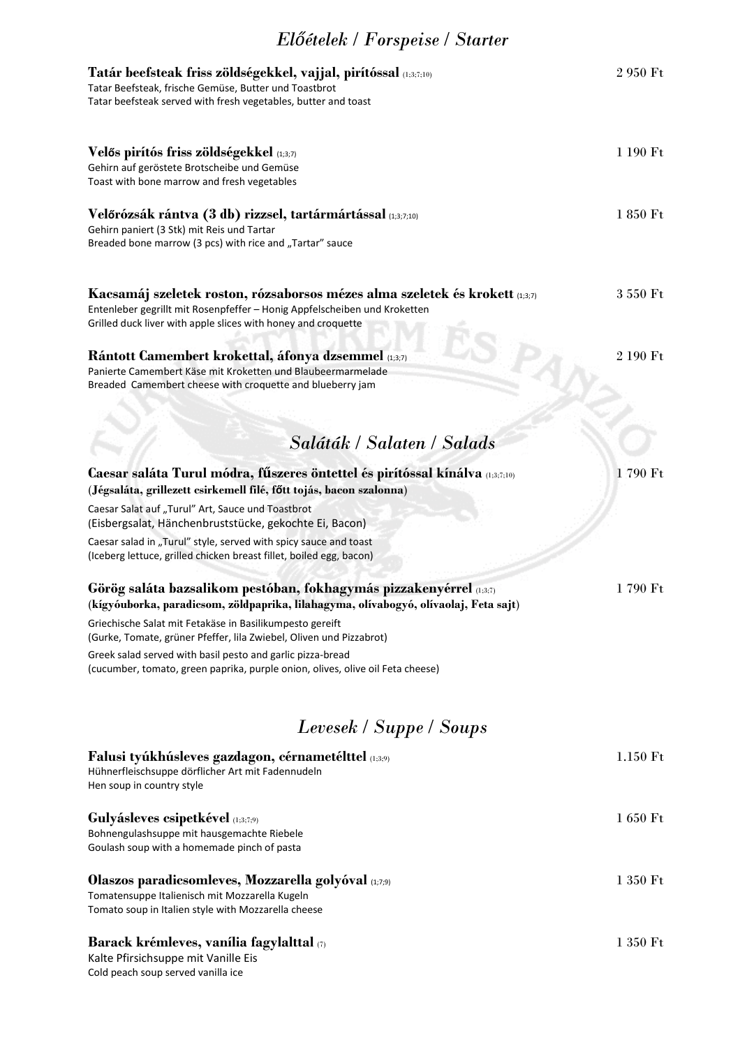## *Előételek / Forspeise / Starter*

**Tatár beefsteak friss zöldségekkel, vajjal, pirítóssal** (1;3;7;10) 2 950 Ft
Tatar Beefsteak, frische Gemüse, Butter und Toastbrot
Tatar beefsteak served with fresh vegetables, butter and toast

**Velős pirítós friss zöldségekkel** (1;3;7) 1 190 Ft
Gehirn auf geröstete Brotscheibe und Gemüse
Toast with bone marrow and fresh vegetables

**Velőrózsák rántva (3 db) rizzsel, tartármártással** (1;3;7;10) 1 850 Ft
Gehirn paniert (3 Stk) mit Reis und Tartar
Breaded bone marrow (3 pcs) with rice and „Tartar" sauce

**Kacsamáj szeletek roston, rózsaborsos mézes alma szeletek és krokett** (1;3;7) 3 550 Ft
Entenleber gegrillt mit Rosenpfeffer – Honig Appfelscheiben und Kroketten
Grilled duck liver with apple slices with honey and croquette

**Rántott Camembert krokettal, áfonya dzsemmel** (1;3;7) 2 190 Ft
Panierte Camembert Käse mit Kroketten und Blaubeermarmelade
Breaded Camembert cheese with croquette and blueberry jam

## *Saláták / Salaten / Salads*

**Caesar saláta Turul módra, fűszeres öntettel és pirítóssal kínálva** (1;3;7;10) 1 790 Ft
**(Jégsaláta, grillezett csirkemell filé, főtt tojás, bacon szalonna)**
Caesar Salat auf „Turul" Art, Sauce und Toastbrot
(Eisbergsalat, Hänchenbruststücke, gekochte Ei, Bacon)
Caesar salad in „Turul" style, served with spicy sauce and toast
(Iceberg lettuce, grilled chicken breast fillet, boiled egg, bacon)

**Görög saláta bazsalikom pestóban, fokhagymás pizzakenyérrel** (1;3;7) 1 790 Ft
**(kígyóuborka, paradicsom, zöldpaprika, lilahagyma, olívabogyó, olívaolaj, Feta sajt)**
Griechische Salat mit Fetakäse in Basilikumpesto gereift
(Gurke, Tomate, grüner Pfeffer, lila Zwiebel, Oliven und Pizzabrot)
Greek salad served with basil pesto and garlic pizza-bread
(cucumber, tomato, green paprika, purple onion, olives, olive oil Feta cheese)

## *Levesek / Suppe / Soups*

**Falusi tyúkhúsleves gazdagon, cérnametélttel** (1;3;9) 1.150 Ft
Hühnerfleischsuppe dörflicher Art mit Fadennudeln
Hen soup in country style

**Gulyásleves csipetkével** (1;3;7;9) 1 650 Ft
Bohnengulashsuppe mit hausgemachte Riebele
Goulash soup with a homemade pinch of pasta

**Olaszos paradicsomleves, Mozzarella golyóval** (1;7;9) 1 350 Ft
Tomatensuppe Italienisch mit Mozzarella Kugeln
Tomato soup in Italien style with Mozzarella cheese

**Barack krémleves, vanília fagylalttal** (7) 1 350 Ft
Kalte Pfirsichsuppe mit Vanille Eis
Cold peach soup served vanilla ice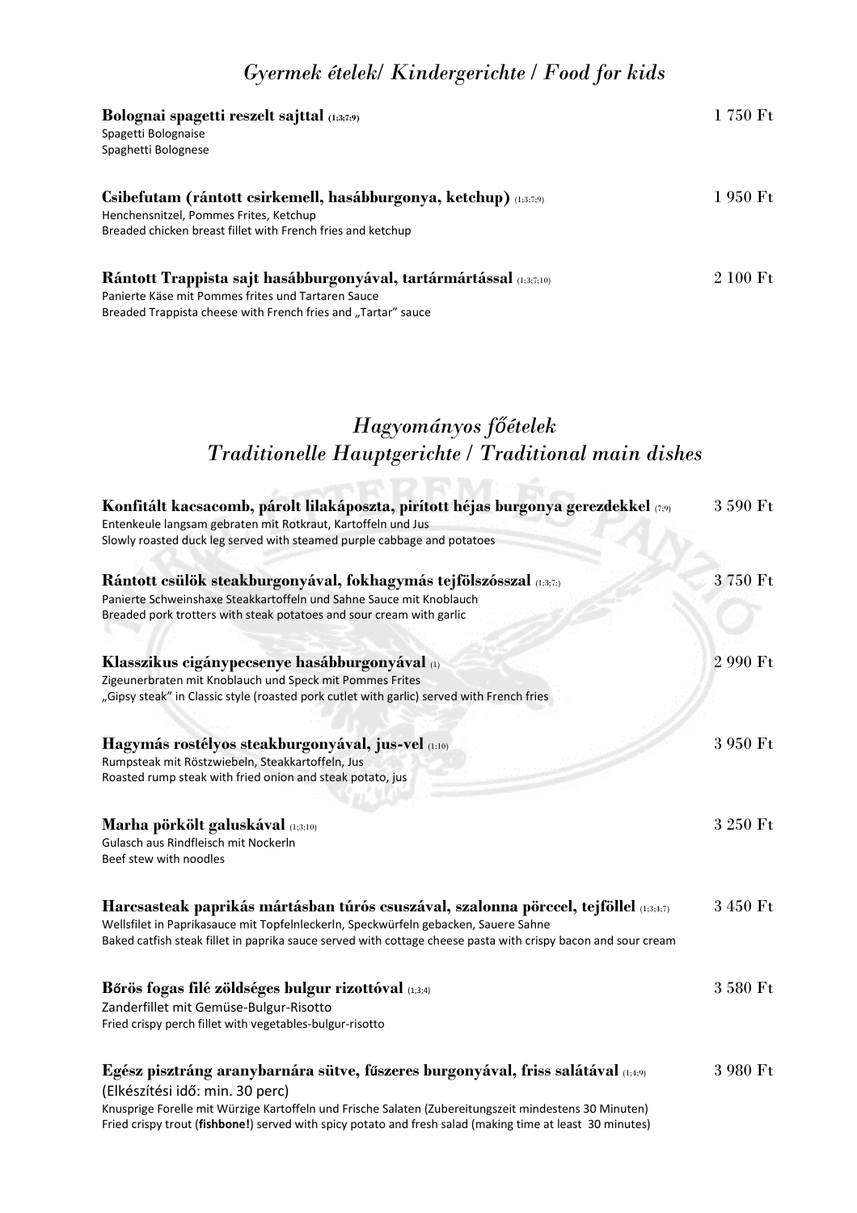## *Gyermek ételek/ Kindergerichte / Food for kids*

**Bolognai spagetti reszelt sajttal** (1;3;7;9) — 1 750 Ft
Spagetti Bolognaise
Spaghetti Bolognese

**Csibefutam (rántott csirkemell, hasábburgonya, ketchup)** (1;3;7;9) — 1 950 Ft
Henchensnitzel, Pommes Frites, Ketchup
Breaded chicken breast fillet with French fries and ketchup

**Rántott Trappista sajt hasábburgonyával, tartármártással** (1;3;7;10) — 2 100 Ft
Panierte Käse mit Pommes frites und Tartaren Sauce
Breaded Trappista cheese with French fries and „Tartar" sauce

## *Hagyományos főételek*
## *Traditionelle Hauptgerichte / Traditional main dishes*

**Konfitált kacsacomb, párolt lilakáposzta, pirított héjas burgonya gerezdekkel** (7;9) — 3 590 Ft
Entenkeule langsam gebraten mit Rotkraut, Kartoffeln und Jus
Slowly roasted duck leg served with steamed purple cabbage and potatoes

**Rántott csülök steakburgonyával, fokhagymás tejfölszósszal** (1;3;7;) — 3 750 Ft
Panierte Schweinshaxe Steakkartoffeln und Sahne Sauce mit Knoblauch
Breaded pork trotters with steak potatoes and sour cream with garlic

**Klasszikus cigánypecsenye hasábburgonyával** (1) — 2 990 Ft
Zigeunerbraten mit Knoblauch und Speck mit Pommes Frites
„Gipsy steak" in Classic style (roasted pork cutlet with garlic) served with French fries

**Hagymás rostélyos steakburgonyával, jus-vel** (1;10) — 3 950 Ft
Rumpsteak mit Röstzwiebeln, Steakkartoffeln, Jus
Roasted rump steak with fried onion and steak potato, jus

**Marha pörkölt galuskával** (1;3;10) — 3 250 Ft
Gulasch aus Rindfleisch mit Nockerln
Beef stew with noodles

**Harcsasteak paprikás mártásban túrós csuszával, szalonna pörccel, tejföllel** (1;3;4;7) — 3 450 Ft
Wellsfilet in Paprikasauce mit Topfelnleckerln, Speckwürfeln gebacken, Sauere Sahne
Baked catfish steak fillet in paprika sauce served with cottage cheese pasta with crispy bacon and sour cream

**Bőrös fogas filé zöldséges bulgur rizottóval** (1;3;4) — 3 580 Ft
Zanderfillet mit Gemüse-Bulgur-Risotto
Fried crispy perch fillet with vegetables-bulgur-risotto

**Egész pisztráng aranybarnára sütve, fűszeres burgonyával, friss salátával** (1;4;9) — 3 980 Ft
(Elkészítési idő: min. 30 perc)
Knusprige Forelle mit Würzige Kartoffeln und Frische Salaten (Zubereitungszeit mindestens 30 Minuten)
Fried crispy trout (**fishbone!**) served with spicy potato and fresh salad (making time at least 30 minutes)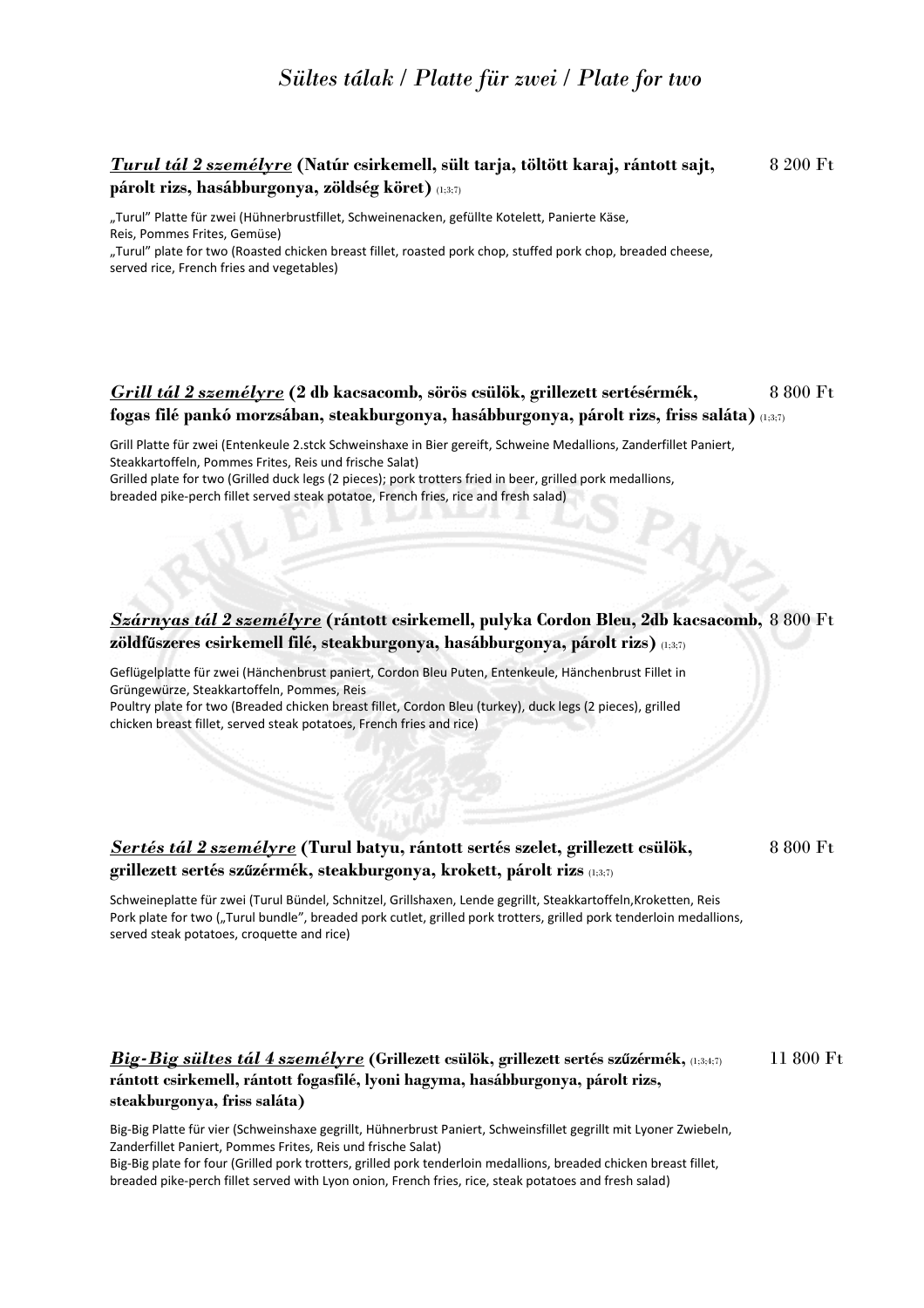# *Sültes tálak / Platte für zwei / Plate for two*

***Turul tál 2 személyre*** **(Natúr csirkemell, sült tarja, töltött karaj, rántott sajt, párolt rizs, hasábburgonya, zöldség köret)** (1;3;7) — 8 200 Ft

„Turul" Platte für zwei (Hühnerbrustfillet, Schweinenacken, gefüllte Kotelett, Panierte Käse, Reis, Pommes Frites, Gemüse)
„Turul" plate for two (Roasted chicken breast fillet, roasted pork chop, stuffed pork chop, breaded cheese, served rice, French fries and vegetables)

***Grill tál 2 személyre*** **(2 db kacsacomb, sörös csülök, grillezett sertésérmék, fogas filé pankó morzsában, steakburgonya, hasábburgonya, párolt rizs, friss saláta)** (1;3;7) — 8 800 Ft

Grill Platte für zwei (Entenkeule 2.stck Schweinshaxe in Bier gereift, Schweine Medallions, Zanderfillet Paniert, Steakkartoffeln, Pommes Frites, Reis und frische Salat)
Grilled plate for two (Grilled duck legs (2 pieces); pork trotters fried in beer, grilled pork medallions, breaded pike-perch fillet served steak potatoe, French fries, rice and fresh salad)

***Szárnyas tál 2 személyre*** **(rántott csirkemell, pulyka Cordon Bleu, 2db kacsacomb, zöldfűszeres csirkemell filé, steakburgonya, hasábburgonya, párolt rizs)** (1;3;7) — 8 800 Ft

Geflügelplatte für zwei (Hänchenbrust paniert, Cordon Bleu Puten, Entenkeule, Hänchenbrust Fillet in Grüngewürze, Steakkartoffeln, Pommes, Reis
Poultry plate for two (Breaded chicken breast fillet, Cordon Bleu (turkey), duck legs (2 pieces), grilled chicken breast fillet, served steak potatoes, French fries and rice)

***Sertés tál 2 személyre*** **(Turul batyu, rántott sertés szelet, grillezett csülök, grillezett sertés szűzérmék, steakburgonya, krokett, párolt rizs** (1;3;7) — 8 800 Ft

Schweineplatte für zwei (Turul Bündel, Schnitzel, Grillshaxen, Lende gegrillt, Steakkartoffeln,Kroketten, Reis
Pork plate for two („Turul bundle", breaded pork cutlet, grilled pork trotters, grilled pork tenderloin medallions, served steak potatoes, croquette and rice)

***Big-Big sültes tál 4 személyre*** **(Grillezett csülök, grillezett sertés szűzérmék,** (1;3;4;7) **rántott csirkemell, rántott fogasfilé, lyoni hagyma, hasábburgonya, párolt rizs, steakburgonya, friss saláta)** — 11 800 Ft

Big-Big Platte für vier (Schweinshaxe gegrillt, Hühnerbrust Paniert, Schweinsfillet gegrillt mit Lyoner Zwiebeln, Zanderfillet Paniert, Pommes Frites, Reis und frische Salat)
Big-Big plate for four (Grilled pork trotters, grilled pork tenderloin medallions, breaded chicken breast fillet, breaded pike-perch fillet served with Lyon onion, French fries, rice, steak potatoes and fresh salad)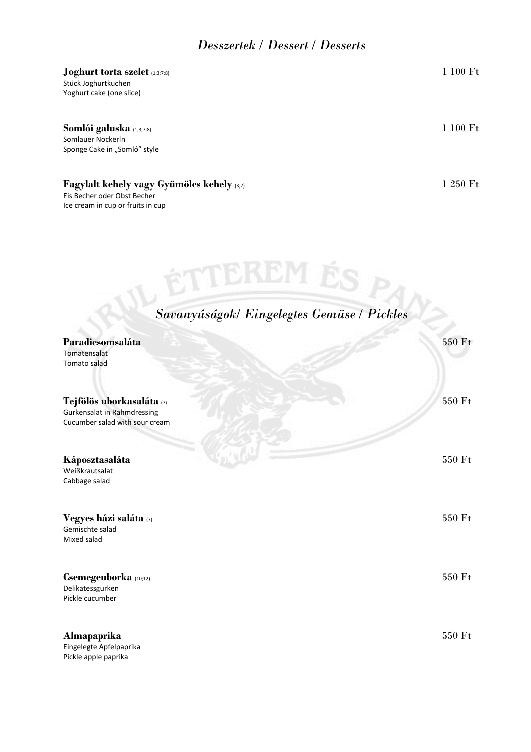## *Desszertek / Dessert / Desserts*

**Joghurt torta szelet** (1;3;7;8) — 1 100 Ft
Stück Joghurtkuchen
Yoghurt cake (one slice)

**Somlói galuska** (1;3;7;8) — 1 100 Ft
Somlauer Nockerln
Sponge Cake in „Somló" style

**Fagylalt kehely vagy Gyümölcs kehely** (3;7) — 1 250 Ft
Eis Becher oder Obst Becher
Ice cream in cup or fruits in cup

## *Savanyúságok/ Eingelegtes Gemüse / Pickles*

**Paradicsomsaláta** — 550 Ft
Tomatensalat
Tomato salad

**Tejfölös uborkasaláta** (7) — 550 Ft
Gurkensalat in Rahmdressing
Cucumber salad with sour cream

**Káposztasaláta** — 550 Ft
Weißkrautsalat
Cabbage salad

**Vegyes házi saláta** (7) — 550 Ft
Gemischte salad
Mixed salad

**Csemegeuborka** (10;12) — 550 Ft
Delikatessgurken
Pickle cucumber

**Almapaprika** — 550 Ft
Eingelegte Apfelpaprika
Pickle apple paprika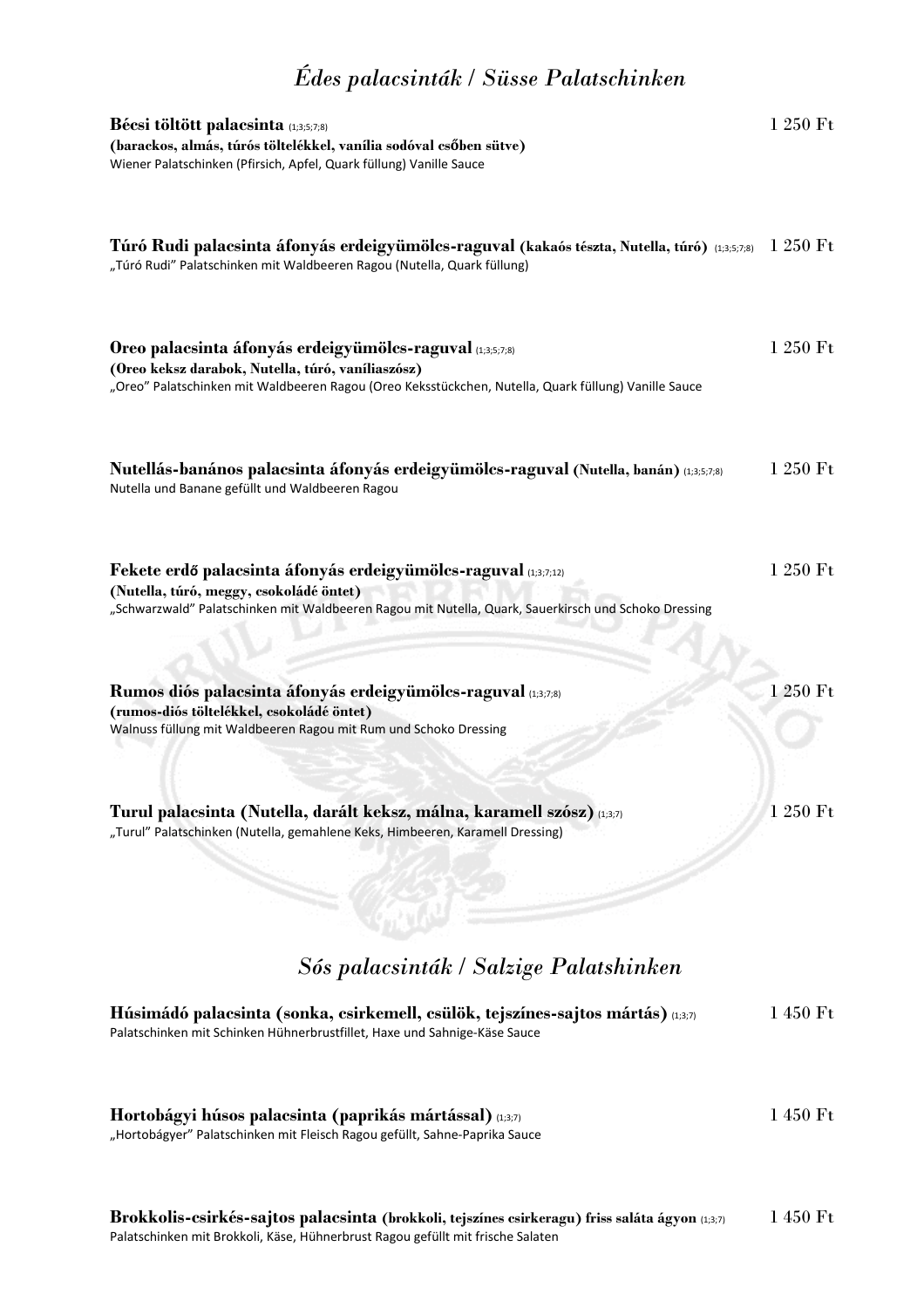## *Édes palacsinták / Süsse Palatschinken*

**Bécsi töltött palacsinta** (1;3;5;7;8) — 1 250 Ft
**(barackos, almás, túrós töltelékkel, vanília sodóval csőben sütve)**
Wiener Palatschinken (Pfirsich, Apfel, Quark füllung) Vanille Sauce

**Túró Rudi palacsinta áfonyás erdeigyümölcs-raguval (kakaós tészta, Nutella, túró)** (1;3;5;7;8) — 1 250 Ft
„Túró Rudi" Palatschinken mit Waldbeeren Ragou (Nutella, Quark füllung)

**Oreo palacsinta áfonyás erdeigyümölcs-raguval** (1;3;5;7;8) — 1 250 Ft
**(Oreo keksz darabok, Nutella, túró, vaníliaszósz)**
„Oreo" Palatschinken mit Waldbeeren Ragou (Oreo Keksstückchen, Nutella, Quark füllung) Vanille Sauce

**Nutellás-banános palacsinta áfonyás erdeigyümölcs-raguval (Nutella, banán)** (1;3;5;7;8) — 1 250 Ft
Nutella und Banane gefüllt und Waldbeeren Ragou

**Fekete erdő palacsinta áfonyás erdeigyümölcs-raguval** (1;3;7;12) — 1 250 Ft
**(Nutella, túró, meggy, csokoládé öntet)**
„Schwarzwald" Palatschinken mit Waldbeeren Ragou mit Nutella, Quark, Sauerkirsch und Schoko Dressing

**Rumos diós palacsinta áfonyás erdeigyümölcs-raguval** (1;3;7;8) — 1 250 Ft
**(rumos-diós töltelékkel, csokoládé öntet)**
Walnuss füllung mit Waldbeeren Ragou mit Rum und Schoko Dressing

**Turul palacsinta (Nutella, darált keksz, málna, karamell szósz)** (1;3;7) — 1 250 Ft
„Turul" Palatschinken (Nutella, gemahlene Keks, Himbeeren, Karamell Dressing)

## *Sós palacsinták / Salzige Palatshinken*

**Húsimádó palacsinta (sonka, csirkemell, csülök, tejszínes-sajtos mártás)** (1;3;7) — 1 450 Ft
Palatschinken mit Schinken Hühnerbrustfillet, Haxe und Sahnige-Käse Sauce

**Hortobágyi húsos palacsinta (paprikás mártással)** (1;3;7) — 1 450 Ft
„Hortobágyer" Palatschinken mit Fleisch Ragou gefüllt, Sahne-Paprika Sauce

**Brokkolis-csirkés-sajtos palacsinta (brokkoli, tejszínes csirkeragu) friss saláta ágyon** (1;3;7) — 1 450 Ft
Palatschinken mit Brokkoli, Käse, Hühnerbrust Ragou gefüllt mit frische Salaten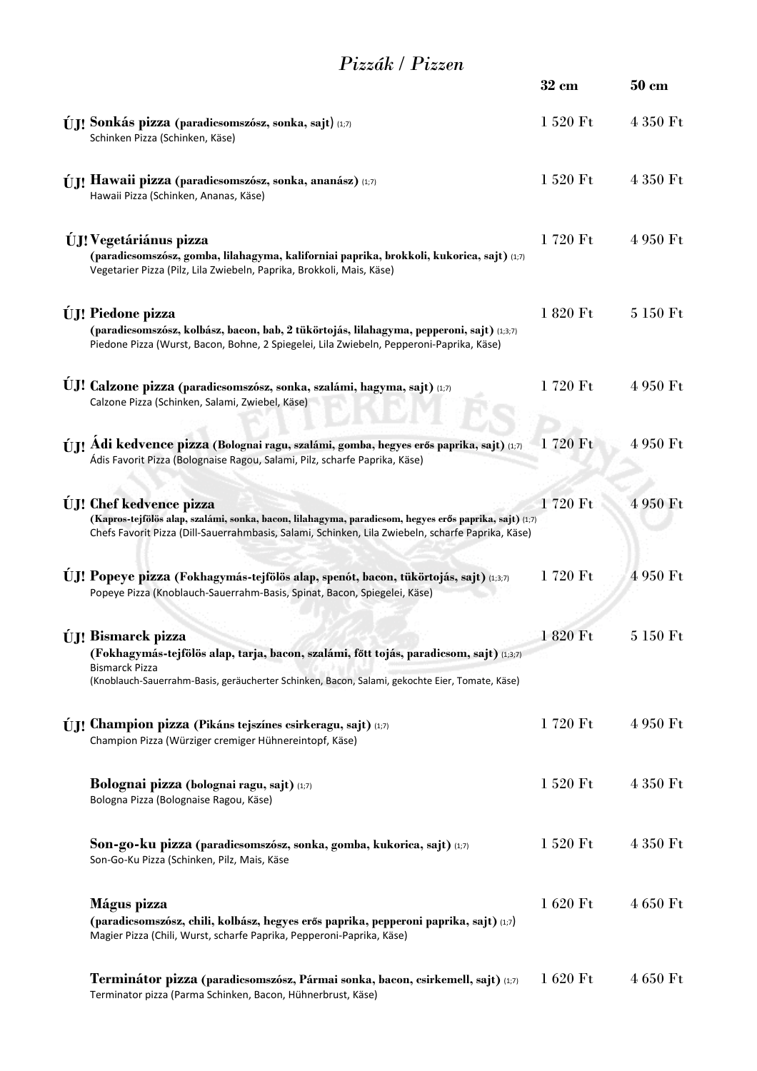# *Pizzák / Pizzen*

| | 32 cm | 50 cm |
|---|---|---|
| **ÚJ! Sonkás pizza (paradicsomszósz, sonka, sajt)** (1;7)<br>Schinken Pizza (Schinken, Käse) | 1 520 Ft | 4 350 Ft |
| **ÚJ! Hawaii pizza (paradicsomszósz, sonka, ananász)** (1;7)<br>Hawaii Pizza (Schinken, Ananas, Käse) | 1 520 Ft | 4 350 Ft |
| **ÚJ! Vegetáriánus pizza**<br>**(paradicsomszósz, gomba, lilahagyma, kaliforniai paprika, brokkoli, kukorica, sajt)** (1;7)<br>Vegetarier Pizza (Pilz, Lila Zwiebeln, Paprika, Brokkoli, Mais, Käse) | 1 720 Ft | 4 950 Ft |
| **ÚJ! Piedone pizza**<br>**(paradicsomszósz, kolbász, bacon, bab, 2 tükörtojás, lilahagyma, pepperoni, sajt)** (1;3;7)<br>Piedone Pizza (Wurst, Bacon, Bohne, 2 Spiegelei, Lila Zwiebeln, Pepperoni-Paprika, Käse) | 1 820 Ft | 5 150 Ft |
| **ÚJ! Calzone pizza (paradicsomszósz, sonka, szalámi, hagyma, sajt)** (1;7)<br>Calzone Pizza (Schinken, Salami, Zwiebel, Käse) | 1 720 Ft | 4 950 Ft |
| **ÚJ! Ádi kedvence pizza (Bolognai ragu, szalámi, gomba, hegyes erős paprika, sajt)** (1;7)<br>Ádis Favorit Pizza (Bolognaise Ragou, Salami, Pilz, scharfe Paprika, Käse) | 1 720 Ft | 4 950 Ft |
| **ÚJ! Chef kedvence pizza**<br>**(Kapros-tejfölös alap, szalámi, sonka, bacon, lilahagyma, paradicsom, hegyes erős paprika, sajt)** (1;7)<br>Chefs Favorit Pizza (Dill-Sauerrahmbasis, Salami, Schinken, Lila Zwiebeln, scharfe Paprika, Käse) | 1 720 Ft | 4 950 Ft |
| **ÚJ! Popeye pizza (Fokhagymás-tejfölös alap, spenót, bacon, tükörtojás, sajt)** (1;3;7)<br>Popeye Pizza (Knoblauch-Sauerrahm-Basis, Spinat, Bacon, Spiegelei, Käse) | 1 720 Ft | 4 950 Ft |
| **ÚJ! Bismarck pizza**<br>**(Fokhagymás-tejfölös alap, tarja, bacon, szalámi, főtt tojás, paradicsom, sajt)** (1;3;7)<br>Bismarck Pizza<br>(Knoblauch-Sauerrahm-Basis, geräucherter Schinken, Bacon, Salami, gekochte Eier, Tomate, Käse) | 1 820 Ft | 5 150 Ft |
| **ÚJ! Champion pizza (Pikáns tejszínes csirkeragu, sajt)** (1;7)<br>Champion Pizza (Würziger cremiger Hühnereintopf, Käse) | 1 720 Ft | 4 950 Ft |
| **Bolognai pizza (bolognai ragu, sajt)** (1;7)<br>Bologna Pizza (Bolognaise Ragou, Käse) | 1 520 Ft | 4 350 Ft |
| **Son-go-ku pizza (paradicsomszósz, sonka, gomba, kukorica, sajt)** (1;7)<br>Son-Go-Ku Pizza (Schinken, Pilz, Mais, Käse | 1 520 Ft | 4 350 Ft |
| **Mágus pizza**<br>**(paradicsomszósz, chili, kolbász, hegyes erős paprika, pepperoni paprika, sajt)** (1;7)<br>Magier Pizza (Chili, Wurst, scharfe Paprika, Pepperoni-Paprika, Käse) | 1 620 Ft | 4 650 Ft |
| **Terminátor pizza (paradicsomszósz, Pármai sonka, bacon, csirkemell, sajt)** (1;7)<br>Terminator pizza (Parma Schinken, Bacon, Hühnerbrust, Käse) | 1 620 Ft | 4 650 Ft |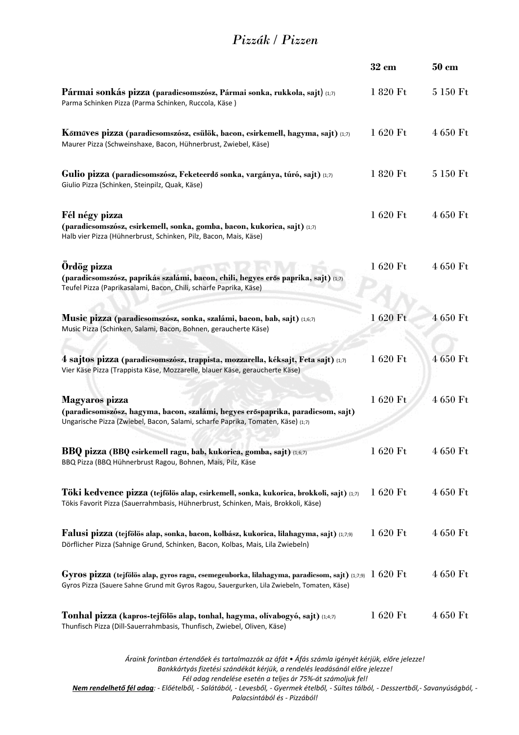# *Pizzák / Pizzen*

| | 32 cm | 50 cm |
|---|---|---|
| **Pármai sonkás pizza (paradicsomszósz, Pármai sonka, rukkola, sajt)** (1;7)<br>Parma Schinken Pizza (Parma Schinken, Ruccola, Käse ) | 1 820 Ft | 5 150 Ft |
| **Kőműves pizza (paradicsomszósz, csülök, bacon, csirkemell, hagyma, sajt)** (1;7)<br>Maurer Pizza (Schweinshaxe, Bacon, Hühnerbrust, Zwiebel, Käse) | 1 620 Ft | 4 650 Ft |
| **Gulio pizza (paradicsomszósz, Feketeerdő sonka, vargánya, túró, sajt)** (1;7)<br>Giulio Pizza (Schinken, Steinpilz, Quak, Käse) | 1 820 Ft | 5 150 Ft |
| **Fél négy pizza**<br>**(paradicsomszósz, csirkemell, sonka, gomba, bacon, kukorica, sajt)** (1;7)<br>Halb vier Pizza (Hühnerbrust, Schinken, Pilz, Bacon, Mais, Käse) | 1 620 Ft | 4 650 Ft |
| **Ördög pizza**<br>**(paradicsomszósz, paprikás szalámi, bacon, chili, hegyes erős paprika, sajt)** (1;7)<br>Teufel Pizza (Paprikasalami, Bacon, Chili, scharfe Paprika, Käse) | 1 620 Ft | 4 650 Ft |
| **Music pizza (paradicsomszósz, sonka, szalámi, bacon, bab, sajt)** (1;6;7)<br>Music Pizza (Schinken, Salami, Bacon, Bohnen, geraucherte Käse) | 1 620 Ft | 4 650 Ft |
| **4 sajtos pizza (paradicsomszósz, trappista, mozzarella, kéksajt, Feta sajt)** (1;7)<br>Vier Käse Pizza (Trappista Käse, Mozzarelle, blauer Käse, geraucherte Käse) | 1 620 Ft | 4 650 Ft |
| **Magyaros pizza**<br>**(paradicsomszósz, hagyma, bacon, szalámi, hegyes erőspaprika, paradicsom, sajt)**<br>Ungarische Pizza (Zwiebel, Bacon, Salami, scharfe Paprika, Tomaten, Käse) (1;7) | 1 620 Ft | 4 650 Ft |
| **BBQ pizza (BBQ csirkemell ragu, bab, kukorica, gomba, sajt)** (1;6;7)<br>BBQ Pizza (BBQ Hühnerbrust Ragou, Bohnen, Mais, Pilz, Käse | 1 620 Ft | 4 650 Ft |
| **Töki kedvence pizza (tejfölös alap, csirkemell, sonka, kukorica, brokkoli, sajt)** (1;7)<br>Tökis Favorit Pizza (Sauerrahmbasis, Hühnerbrust, Schinken, Mais, Brokkoli, Käse) | 1 620 Ft | 4 650 Ft |
| **Falusi pizza (tejfölös alap, sonka, bacon, kolbász, kukorica, lilahagyma, sajt)** (1;7;9)<br>Dörflicher Pizza (Sahnige Grund, Schinken, Bacon, Kolbas, Mais, Lila Zwiebeln) | 1 620 Ft | 4 650 Ft |
| **Gyros pizza (tejfölös alap, gyros ragu, csemegeuborka, lilahagyma, paradicsom, sajt)** (1;7;9)<br>Gyros Pizza (Sauere Sahne Grund mit Gyros Ragou, Sauergurken, Lila Zwiebeln, Tomaten, Käse) | 1 620 Ft | 4 650 Ft |
| **Tonhal pizza (kapros-tejfölös alap, tonhal, hagyma, olívabogyó, sajt)** (1;4;7)<br>Thunfisch Pizza (Dill-Sauerrahmbasis, Thunfisch, Zwiebel, Oliven, Käse) | 1 620 Ft | 4 650 Ft |

*Áraink forintban értendőek és tartalmazzák az áfát • Áfás számla igényét kérjük, előre jelezze!*
*Bankkártyás fizetési szándékát kérjük, a rendelés leadásánál előre jelezze!*
*Fél adag rendelése esetén a teljes ár 75%-át számoljuk fel!*
***Nem rendelhető fél adag**: - Előételből, - Salátából, - Levesből, - Gyermek ételből, - Sültes tálból, - Desszertből,- Savanyúságból, - Palacsintából és - Pizzából!*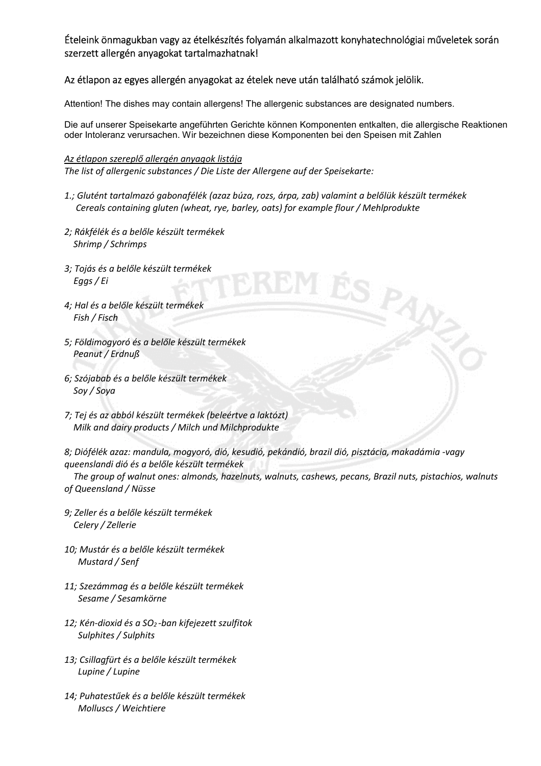Ételeink önmagukban vagy az ételkészítés folyamán alkalmazott konyhatechnológiai műveletek során szerzett allergén anyagokat tartalmazhatnak!

Az étlapon az egyes allergén anyagokat az ételek neve után található számok jelölik.

Attention! The dishes may contain allergens! The allergenic substances are designated numbers.

Die auf unserer Speisekarte angeführten Gerichte können Komponenten entkalten, die allergische Reaktionen oder Intoleranz verursachen. Wir bezeichnen diese Komponenten bei den Speisen mit Zahlen

*Az étlapon szereplő allergén anyagok listája*
*The list of allergenic substances / Die Liste der Allergene auf der Speisekarte:*

*1.; Glutént tartalmazó gabonafélék (azaz búza, rozs, árpa, zab) valamint a belőlük készült termékek*
*Cereals containing gluten (wheat, rye, barley, oats) for example flour / Mehlprodukte*

*2; Rákfélék és a belőle készült termékek*
*Shrimp / Schrimps*

*3; Tojás és a belőle készült termékek*
*Eggs / Ei*

*4; Hal és a belőle készült termékek*
*Fish / Fisch*

*5; Földimogyoró és a belőle készült termékek*
*Peanut / Erdnuß*

*6; Szójabab és a belőle készült termékek*
*Soy / Soya*

*7; Tej és az abból készült termékek (beleértve a laktózt)*
*Milk and dairy products / Milch und Milchprodukte*

*8; Diófélék azaz: mandula, mogyoró, dió, kesudió, pekándió, brazil dió, pisztácia, makadámia -vagy queenslandi dió és a belőle készült termékek*
*The group of walnut ones: almonds, hazelnuts, walnuts, cashews, pecans, Brazil nuts, pistachios, walnuts of Queensland / Nüsse*

*9; Zeller és a belőle készült termékek*
*Celery / Zellerie*

*10; Mustár és a belőle készült termékek*
*Mustard / Senf*

*11; Szezámmag és a belőle készült termékek*
*Sesame / Sesamkörne*

*12; Kén-dioxid és a $SO_2$-ban kifejezett szulfitok*
*Sulphites / Sulphits*

*13; Csillagfürt és a belőle készült termékek*
*Lupine / Lupine*

*14; Puhatestűek és a belőle készült termékek*
*Molluscs / Weichtiere*